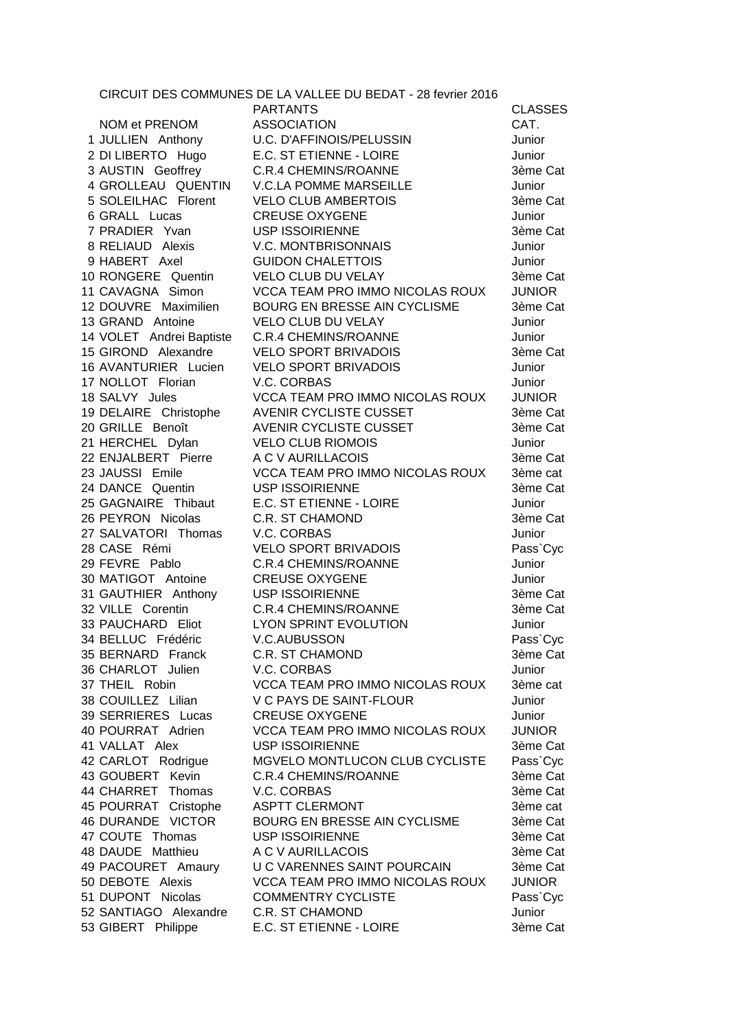CIRCUIT DES COMMUNES DE LA VALLEE DU BEDAT - 28 fevrier 2016

| | PARTANTS | CLASSES |
|---|---|---|
| NOM et PRENOM | ASSOCIATION | CAT. |
| 1 JULLIEN Anthony | U.C. D'AFFINOIS/PELUSSIN | Junior |
| 2 DI LIBERTO Hugo | E.C. ST ETIENNE - LOIRE | Junior |
| 3 AUSTIN Geoffrey | C.R.4 CHEMINS/ROANNE | 3ème Cat |
| 4 GROLLEAU QUENTIN | V.C.LA POMME MARSEILLE | Junior |
| 5 SOLEILHAC Florent | VELO CLUB AMBERTOIS | 3ème Cat |
| 6 GRALL Lucas | CREUSE OXYGENE | Junior |
| 7 PRADIER Yvan | USP ISSOIRIENNE | 3ème Cat |
| 8 RELIAUD Alexis | V.C. MONTBRISONNAIS | Junior |
| 9 HABERT Axel | GUIDON CHALETTOIS | Junior |
| 10 RONGERE Quentin | VELO CLUB DU VELAY | 3ème Cat |
| 11 CAVAGNA Simon | VCCA TEAM PRO IMMO NICOLAS ROUX | JUNIOR |
| 12 DOUVRE Maximilien | BOURG EN BRESSE AIN CYCLISME | 3ème Cat |
| 13 GRAND Antoine | VELO CLUB DU VELAY | Junior |
| 14 VOLET Andrei Baptiste | C.R.4 CHEMINS/ROANNE | Junior |
| 15 GIROND Alexandre | VELO SPORT BRIVADOIS | 3ème Cat |
| 16 AVANTURIER Lucien | VELO SPORT BRIVADOIS | Junior |
| 17 NOLLOT Florian | V.C. CORBAS | Junior |
| 18 SALVY Jules | VCCA TEAM PRO IMMO NICOLAS ROUX | JUNIOR |
| 19 DELAIRE Christophe | AVENIR CYCLISTE CUSSET | 3ème Cat |
| 20 GRILLE Benoît | AVENIR CYCLISTE CUSSET | 3ème Cat |
| 21 HERCHEL Dylan | VELO CLUB RIOMOIS | Junior |
| 22 ENJALBERT Pierre | A C V AURILLACOIS | 3ème Cat |
| 23 JAUSSI Emile | VCCA TEAM PRO IMMO NICOLAS ROUX | 3ème cat |
| 24 DANCE Quentin | USP ISSOIRIENNE | 3ème Cat |
| 25 GAGNAIRE Thibaut | E.C. ST ETIENNE - LOIRE | Junior |
| 26 PEYRON Nicolas | C.R. ST CHAMOND | 3ème Cat |
| 27 SALVATORI Thomas | V.C. CORBAS | Junior |
| 28 CASE Rémi | VELO SPORT BRIVADOIS | Pass`Cyc |
| 29 FEVRE Pablo | C.R.4 CHEMINS/ROANNE | Junior |
| 30 MATIGOT Antoine | CREUSE OXYGENE | Junior |
| 31 GAUTHIER Anthony | USP ISSOIRIENNE | 3ème Cat |
| 32 VILLE Corentin | C.R.4 CHEMINS/ROANNE | 3ème Cat |
| 33 PAUCHARD Eliot | LYON SPRINT EVOLUTION | Junior |
| 34 BELLUC Frédéric | V.C.AUBUSSON | Pass`Cyc |
| 35 BERNARD Franck | C.R. ST CHAMOND | 3ème Cat |
| 36 CHARLOT Julien | V.C. CORBAS | Junior |
| 37 THEIL Robin | VCCA TEAM PRO IMMO NICOLAS ROUX | 3ème cat |
| 38 COUILLEZ Lilian | V C PAYS DE SAINT-FLOUR | Junior |
| 39 SERRIERES Lucas | CREUSE OXYGENE | Junior |
| 40 POURRAT Adrien | VCCA TEAM PRO IMMO NICOLAS ROUX | JUNIOR |
| 41 VALLAT Alex | USP ISSOIRIENNE | 3ème Cat |
| 42 CARLOT Rodrigue | MGVELO MONTLUCON CLUB CYCLISTE | Pass`Cyc |
| 43 GOUBERT Kevin | C.R.4 CHEMINS/ROANNE | 3ème Cat |
| 44 CHARRET Thomas | V.C. CORBAS | 3ème Cat |
| 45 POURRAT Cristophe | ASPTT CLERMONT | 3ème cat |
| 46 DURANDE VICTOR | BOURG EN BRESSE AIN CYCLISME | 3ème Cat |
| 47 COUTE Thomas | USP ISSOIRIENNE | 3ème Cat |
| 48 DAUDE Matthieu | A C V AURILLACOIS | 3ème Cat |
| 49 PACOURET Amaury | U C VARENNES SAINT POURCAIN | 3ème Cat |
| 50 DEBOTE Alexis | VCCA TEAM PRO IMMO NICOLAS ROUX | JUNIOR |
| 51 DUPONT Nicolas | COMMENTRY CYCLISTE | Pass`Cyc |
| 52 SANTIAGO Alexandre | C.R. ST CHAMOND | Junior |
| 53 GIBERT Philippe | E.C. ST ETIENNE - LOIRE | 3ème Cat |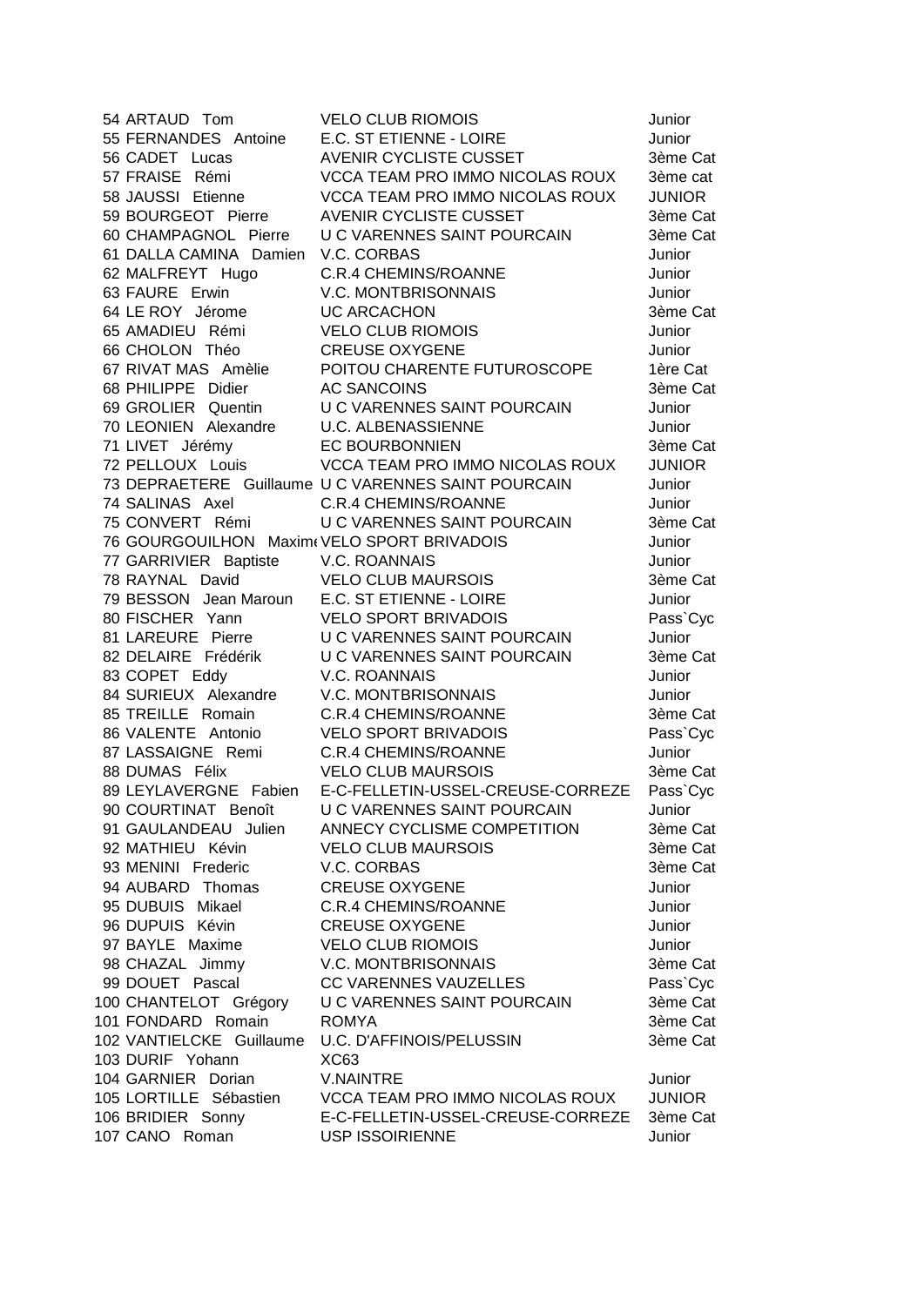| | | | |
|---|---|---|---|
| 54 | ARTAUD Tom | VELO CLUB RIOMOIS | Junior |
| 55 | FERNANDES Antoine | E.C. ST ETIENNE - LOIRE | Junior |
| 56 | CADET Lucas | AVENIR CYCLISTE CUSSET | 3ème Cat |
| 57 | FRAISE Rémi | VCCA TEAM PRO IMMO NICOLAS ROUX | 3ème cat |
| 58 | JAUSSI Etienne | VCCA TEAM PRO IMMO NICOLAS ROUX | JUNIOR |
| 59 | BOURGEOT Pierre | AVENIR CYCLISTE CUSSET | 3ème Cat |
| 60 | CHAMPAGNOL Pierre | U C VARENNES SAINT POURCAIN | 3ème Cat |
| 61 | DALLA CAMINA Damien | V.C. CORBAS | Junior |
| 62 | MALFREYT Hugo | C.R.4 CHEMINS/ROANNE | Junior |
| 63 | FAURE Erwin | V.C. MONTBRISONNAIS | Junior |
| 64 | LE ROY Jérome | UC ARCACHON | 3ème Cat |
| 65 | AMADIEU Rémi | VELO CLUB RIOMOIS | Junior |
| 66 | CHOLON Théo | CREUSE OXYGENE | Junior |
| 67 | RIVAT MAS Amèlie | POITOU CHARENTE FUTUROSCOPE | 1ère Cat |
| 68 | PHILIPPE Didier | AC SANCOINS | 3ème Cat |
| 69 | GROLIER Quentin | U C VARENNES SAINT POURCAIN | Junior |
| 70 | LEONIEN Alexandre | U.C. ALBENASSIENNE | Junior |
| 71 | LIVET Jérémy | EC BOURBONNIEN | 3ème Cat |
| 72 | PELLOUX Louis | VCCA TEAM PRO IMMO NICOLAS ROUX | JUNIOR |
| 73 | DEPRAETERE Guillaume | U C VARENNES SAINT POURCAIN | Junior |
| 74 | SALINAS Axel | C.R.4 CHEMINS/ROANNE | Junior |
| 75 | CONVERT Rémi | U C VARENNES SAINT POURCAIN | 3ème Cat |
| 76 | GOURGOUILHON Maxime | VELO SPORT BRIVADOIS | Junior |
| 77 | GARRIVIER Baptiste | V.C. ROANNAIS | Junior |
| 78 | RAYNAL David | VELO CLUB MAURSOIS | 3ème Cat |
| 79 | BESSON Jean Maroun | E.C. ST ETIENNE - LOIRE | Junior |
| 80 | FISCHER Yann | VELO SPORT BRIVADOIS | Pass`Cyc |
| 81 | LAREURE Pierre | U C VARENNES SAINT POURCAIN | Junior |
| 82 | DELAIRE Frédérik | U C VARENNES SAINT POURCAIN | 3ème Cat |
| 83 | COPET Eddy | V.C. ROANNAIS | Junior |
| 84 | SURIEUX Alexandre | V.C. MONTBRISONNAIS | Junior |
| 85 | TREILLE Romain | C.R.4 CHEMINS/ROANNE | 3ème Cat |
| 86 | VALENTE Antonio | VELO SPORT BRIVADOIS | Pass`Cyc |
| 87 | LASSAIGNE Remi | C.R.4 CHEMINS/ROANNE | Junior |
| 88 | DUMAS Félix | VELO CLUB MAURSOIS | 3ème Cat |
| 89 | LEYLAVERGNE Fabien | E-C-FELLETIN-USSEL-CREUSE-CORREZE | Pass`Cyc |
| 90 | COURTINAT Benoît | U C VARENNES SAINT POURCAIN | Junior |
| 91 | GAULANDEAU Julien | ANNECY CYCLISME COMPETITION | 3ème Cat |
| 92 | MATHIEU Kévin | VELO CLUB MAURSOIS | 3ème Cat |
| 93 | MENINI Frederic | V.C. CORBAS | 3ème Cat |
| 94 | AUBARD Thomas | CREUSE OXYGENE | Junior |
| 95 | DUBUIS Mikael | C.R.4 CHEMINS/ROANNE | Junior |
| 96 | DUPUIS Kévin | CREUSE OXYGENE | Junior |
| 97 | BAYLE Maxime | VELO CLUB RIOMOIS | Junior |
| 98 | CHAZAL Jimmy | V.C. MONTBRISONNAIS | 3ème Cat |
| 99 | DOUET Pascal | CC VARENNES VAUZELLES | Pass`Cyc |
| 100 | CHANTELOT Grégory | U C VARENNES SAINT POURCAIN | 3ème Cat |
| 101 | FONDARD Romain | ROMYA | 3ème Cat |
| 102 | VANTIELCKE Guillaume | U.C. D'AFFINOIS/PELUSSIN | 3ème Cat |
| 103 | DURIF Yohann | XC63 | |
| 104 | GARNIER Dorian | V.NAINTRE | Junior |
| 105 | LORTILLE Sébastien | VCCA TEAM PRO IMMO NICOLAS ROUX | JUNIOR |
| 106 | BRIDIER Sonny | E-C-FELLETIN-USSEL-CREUSE-CORREZE | 3ème Cat |
| 107 | CANO Roman | USP ISSOIRIENNE | Junior |